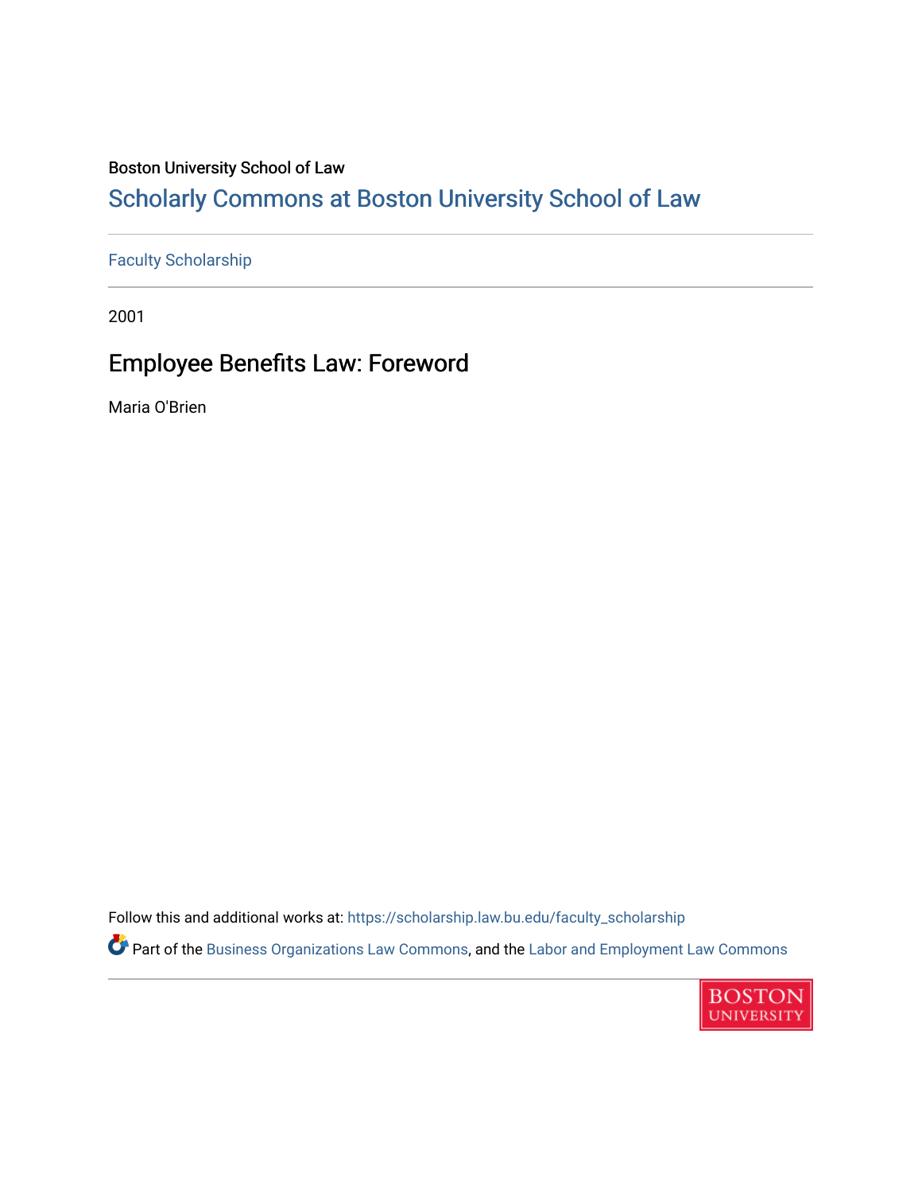Boston University School of Law

## Scholarly Commons at Boston University School of Law

Faculty Scholarship

2001

# Employee Benefits Law: Foreword

Maria O'Brien

Follow this and additional works at: https://scholarship.law.bu.edu/faculty_scholarship

Part of the Business Organizations Law Commons, and the Labor and Employment Law Commons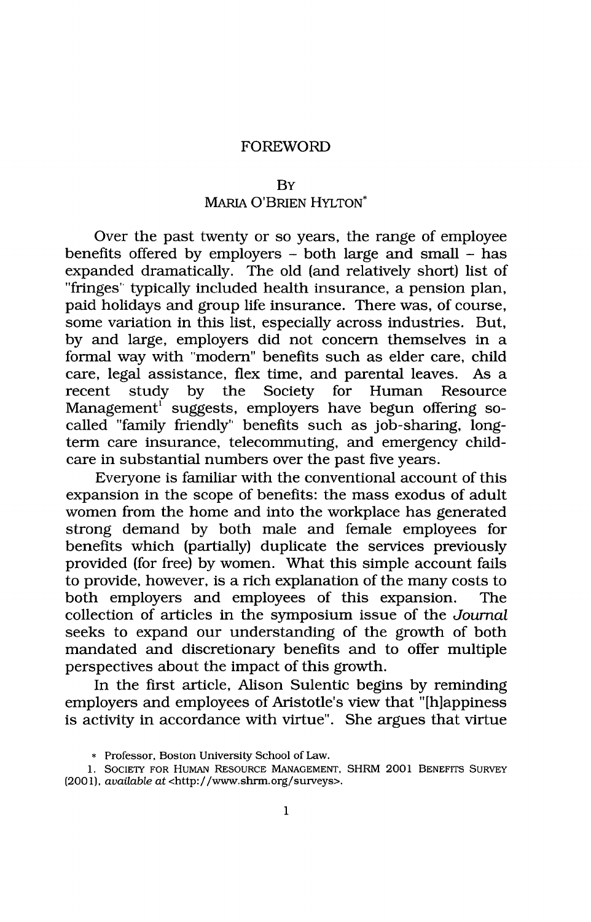# FOREWORD

BY
MARIA O'BRIEN HYLTON*

Over the past twenty or so years, the range of employee benefits offered by employers – both large and small – has expanded dramatically. The old (and relatively short) list of "fringes" typically included health insurance, a pension plan, paid holidays and group life insurance. There was, of course, some variation in this list, especially across industries. But, by and large, employers did not concern themselves in a formal way with "modern" benefits such as elder care, child care, legal assistance, flex time, and parental leaves. As a recent study by the Society for Human Resource Management[1] suggests, employers have begun offering so-called "family friendly" benefits such as job-sharing, long-term care insurance, telecommuting, and emergency child-care in substantial numbers over the past five years.

Everyone is familiar with the conventional account of this expansion in the scope of benefits: the mass exodus of adult women from the home and into the workplace has generated strong demand by both male and female employees for benefits which (partially) duplicate the services previously provided (for free) by women. What this simple account fails to provide, however, is a rich explanation of the many costs to both employers and employees of this expansion. The collection of articles in the symposium issue of the *Journal* seeks to expand our understanding of the growth of both mandated and discretionary benefits and to offer multiple perspectives about the impact of this growth.

In the first article, Alison Sulentic begins by reminding employers and employees of Aristotle's view that "[h]appiness is activity in accordance with virtue". She argues that virtue

\* Professor, Boston University School of Law.

1. SOCIETY FOR HUMAN RESOURCE MANAGEMENT, SHRM 2001 BENEFITS SURVEY (2001), *available at* <http://www.shrm.org/surveys>.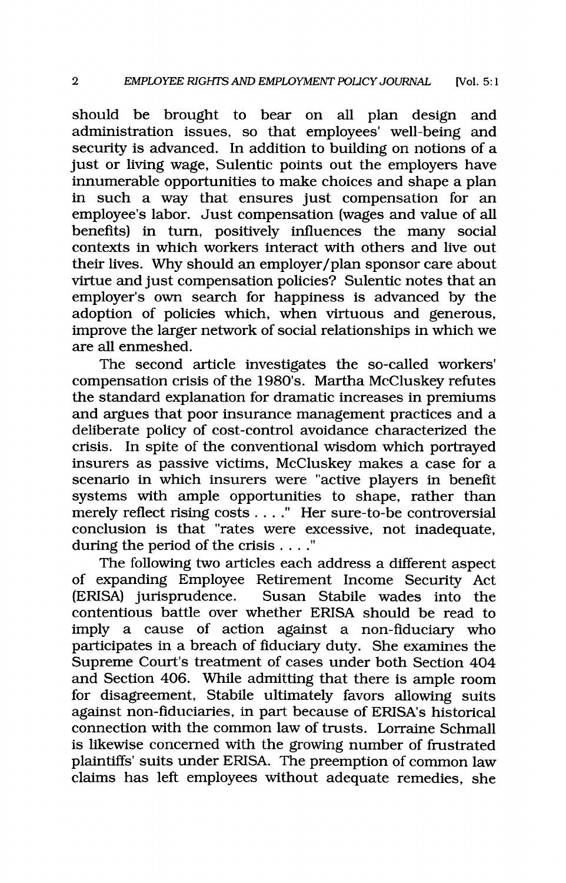should be brought to bear on all plan design and administration issues, so that employees' well-being and security is advanced. In addition to building on notions of a just or living wage, Sulentic points out the employers have innumerable opportunities to make choices and shape a plan in such a way that ensures just compensation for an employee's labor. Just compensation (wages and value of all benefits) in turn, positively influences the many social contexts in which workers interact with others and live out their lives. Why should an employer/plan sponsor care about virtue and just compensation policies? Sulentic notes that an employer's own search for happiness is advanced by the adoption of policies which, when virtuous and generous, improve the larger network of social relationships in which we are all enmeshed.

The second article investigates the so-called workers' compensation crisis of the 1980's. Martha McCluskey refutes the standard explanation for dramatic increases in premiums and argues that poor insurance management practices and a deliberate policy of cost-control avoidance characterized the crisis. In spite of the conventional wisdom which portrayed insurers as passive victims, McCluskey makes a case for a scenario in which insurers were "active players in benefit systems with ample opportunities to shape, rather than merely reflect rising costs . . . ." Her sure-to-be controversial conclusion is that "rates were excessive, not inadequate, during the period of the crisis . . . ."

The following two articles each address a different aspect of expanding Employee Retirement Income Security Act (ERISA) jurisprudence. Susan Stabile wades into the contentious battle over whether ERISA should be read to imply a cause of action against a non-fiduciary who participates in a breach of fiduciary duty. She examines the Supreme Court's treatment of cases under both Section 404 and Section 406. While admitting that there is ample room for disagreement, Stabile ultimately favors allowing suits against non-fiduciaries, in part because of ERISA's historical connection with the common law of trusts. Lorraine Schmall is likewise concerned with the growing number of frustrated plaintiffs' suits under ERISA. The preemption of common law claims has left employees without adequate remedies, she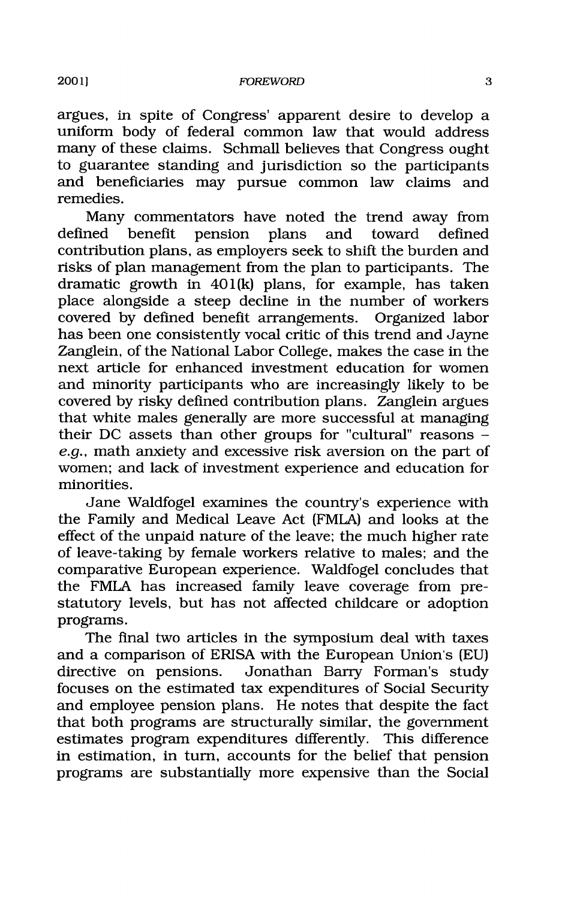argues, in spite of Congress' apparent desire to develop a uniform body of federal common law that would address many of these claims. Schmall believes that Congress ought to guarantee standing and jurisdiction so the participants and beneficiaries may pursue common law claims and remedies.

Many commentators have noted the trend away from defined benefit pension plans and toward defined contribution plans, as employers seek to shift the burden and risks of plan management from the plan to participants. The dramatic growth in 401(k) plans, for example, has taken place alongside a steep decline in the number of workers covered by defined benefit arrangements. Organized labor has been one consistently vocal critic of this trend and Jayne Zanglein, of the National Labor College, makes the case in the next article for enhanced investment education for women and minority participants who are increasingly likely to be covered by risky defined contribution plans. Zanglein argues that white males generally are more successful at managing their DC assets than other groups for "cultural" reasons – *e.g.*, math anxiety and excessive risk aversion on the part of women; and lack of investment experience and education for minorities.

Jane Waldfogel examines the country's experience with the Family and Medical Leave Act (FMLA) and looks at the effect of the unpaid nature of the leave; the much higher rate of leave-taking by female workers relative to males; and the comparative European experience. Waldfogel concludes that the FMLA has increased family leave coverage from pre-statutory levels, but has not affected childcare or adoption programs.

The final two articles in the symposium deal with taxes and a comparison of ERISA with the European Union's (EU) directive on pensions. Jonathan Barry Forman's study focuses on the estimated tax expenditures of Social Security and employee pension plans. He notes that despite the fact that both programs are structurally similar, the government estimates program expenditures differently. This difference in estimation, in turn, accounts for the belief that pension programs are substantially more expensive than the Social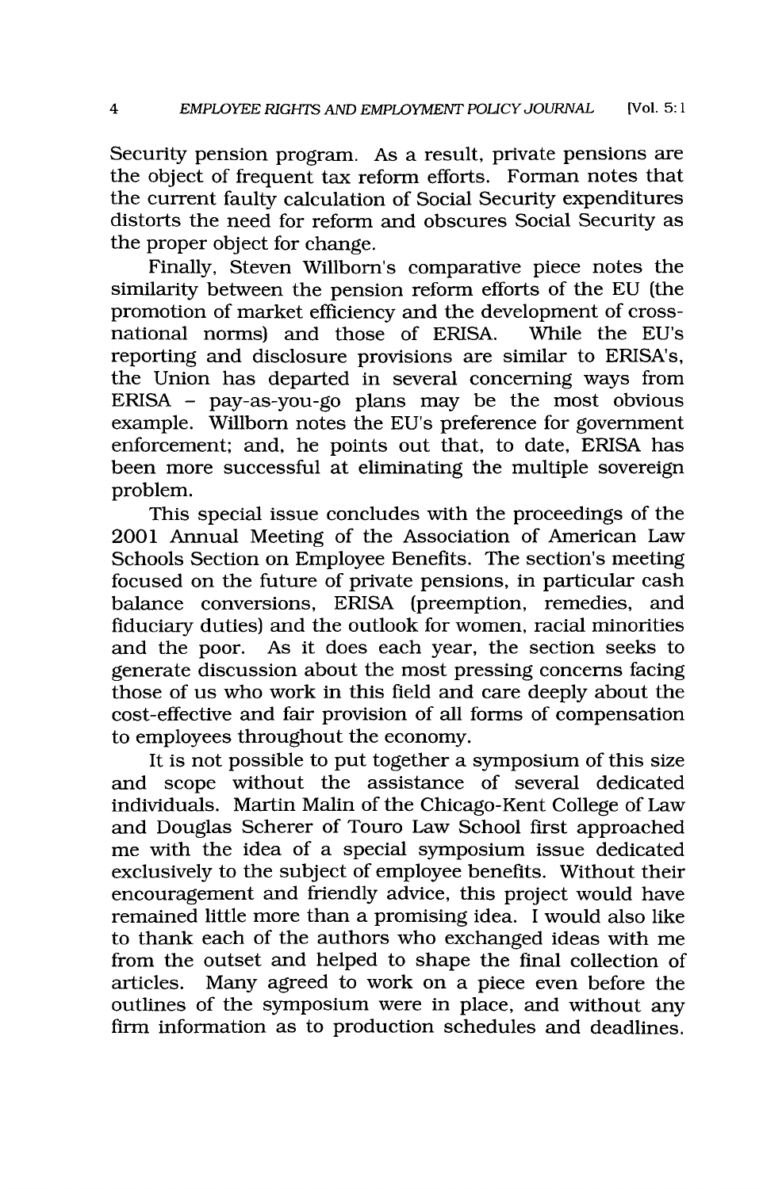Security pension program. As a result, private pensions are the object of frequent tax reform efforts. Forman notes that the current faulty calculation of Social Security expenditures distorts the need for reform and obscures Social Security as the proper object for change.

Finally, Steven Willborn's comparative piece notes the similarity between the pension reform efforts of the EU (the promotion of market efficiency and the development of cross-national norms) and those of ERISA. While the EU's reporting and disclosure provisions are similar to ERISA's, the Union has departed in several concerning ways from ERISA – pay-as-you-go plans may be the most obvious example. Willborn notes the EU's preference for government enforcement; and, he points out that, to date, ERISA has been more successful at eliminating the multiple sovereign problem.

This special issue concludes with the proceedings of the 2001 Annual Meeting of the Association of American Law Schools Section on Employee Benefits. The section's meeting focused on the future of private pensions, in particular cash balance conversions, ERISA (preemption, remedies, and fiduciary duties) and the outlook for women, racial minorities and the poor. As it does each year, the section seeks to generate discussion about the most pressing concerns facing those of us who work in this field and care deeply about the cost-effective and fair provision of all forms of compensation to employees throughout the economy.

It is not possible to put together a symposium of this size and scope without the assistance of several dedicated individuals. Martin Malin of the Chicago-Kent College of Law and Douglas Scherer of Touro Law School first approached me with the idea of a special symposium issue dedicated exclusively to the subject of employee benefits. Without their encouragement and friendly advice, this project would have remained little more than a promising idea. I would also like to thank each of the authors who exchanged ideas with me from the outset and helped to shape the final collection of articles. Many agreed to work on a piece even before the outlines of the symposium were in place, and without any firm information as to production schedules and deadlines.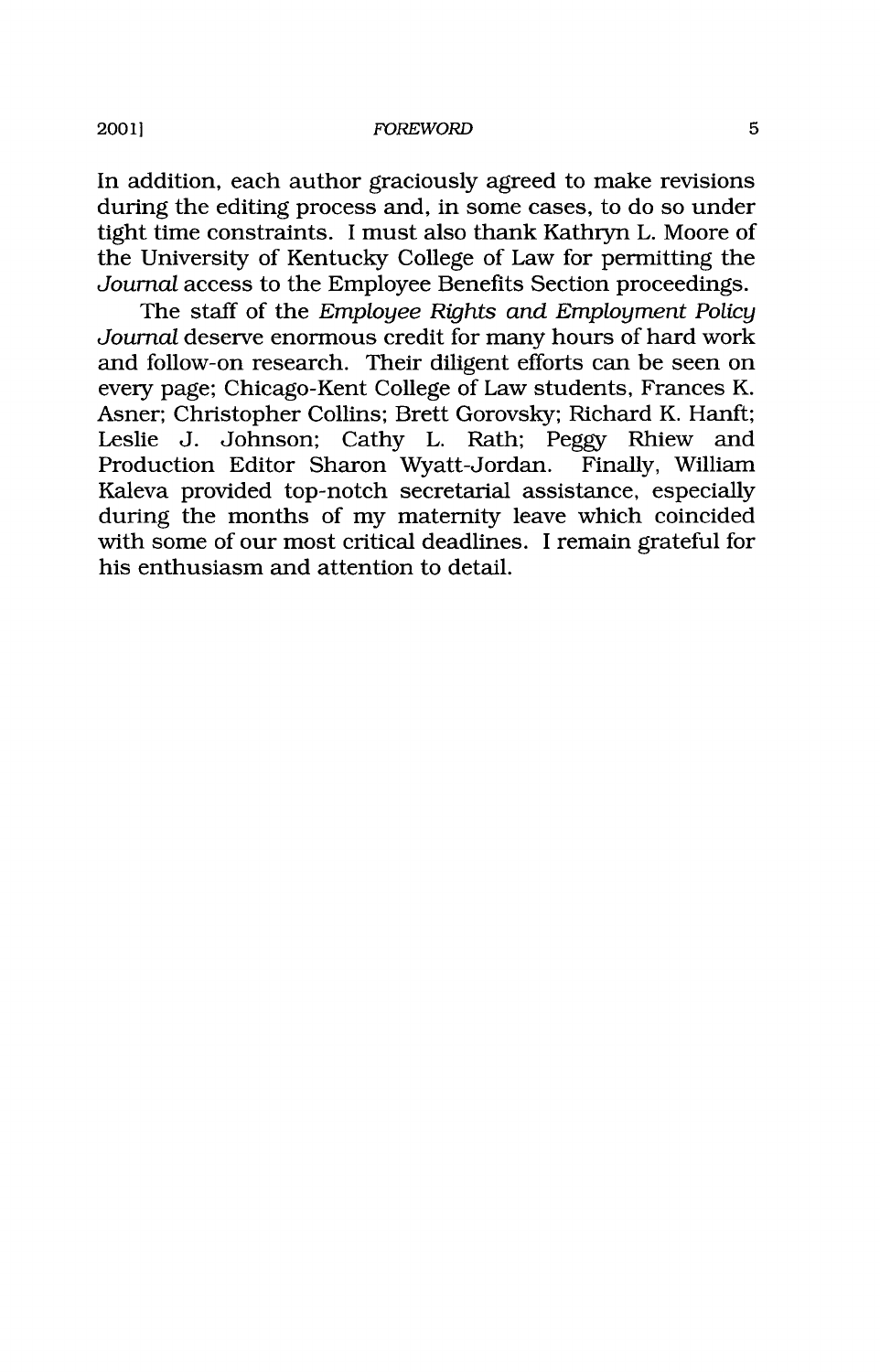In addition, each author graciously agreed to make revisions during the editing process and, in some cases, to do so under tight time constraints. I must also thank Kathryn L. Moore of the University of Kentucky College of Law for permitting the *Journal* access to the Employee Benefits Section proceedings.

The staff of the *Employee Rights and Employment Policy Journal* deserve enormous credit for many hours of hard work and follow-on research. Their diligent efforts can be seen on every page; Chicago-Kent College of Law students, Frances K. Asner; Christopher Collins; Brett Gorovsky; Richard K. Hanft; Leslie J. Johnson; Cathy L. Rath; Peggy Rhiew and Production Editor Sharon Wyatt-Jordan. Finally, William Kaleva provided top-notch secretarial assistance, especially during the months of my maternity leave which coincided with some of our most critical deadlines. I remain grateful for his enthusiasm and attention to detail.